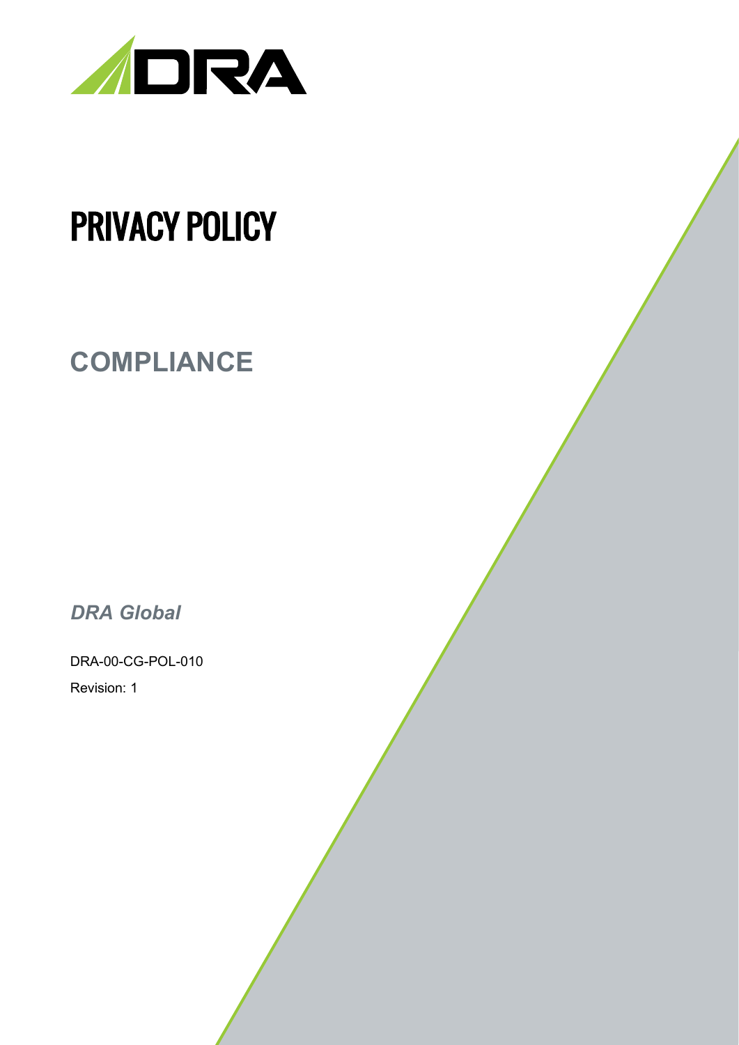# PRIVACY POLICY

## COMPLIANCE

*DRA Global*

DRA-00-CG-POL-010

Revision: 1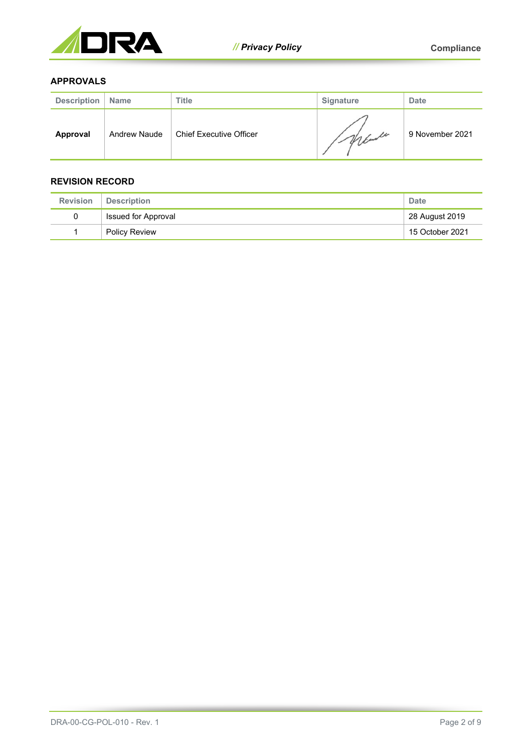## APPROVALS

| Description | Name | Title | Signature | Date |
|---|---|---|---|---|
| **Approval** | Andrew Naude | Chief Executive Officer | | 9 November 2021 |

## REVISION RECORD

| Revision | Description | Date |
|---|---|---|
| 0 | Issued for Approval | 28 August 2019 |
| 1 | Policy Review | 15 October 2021 |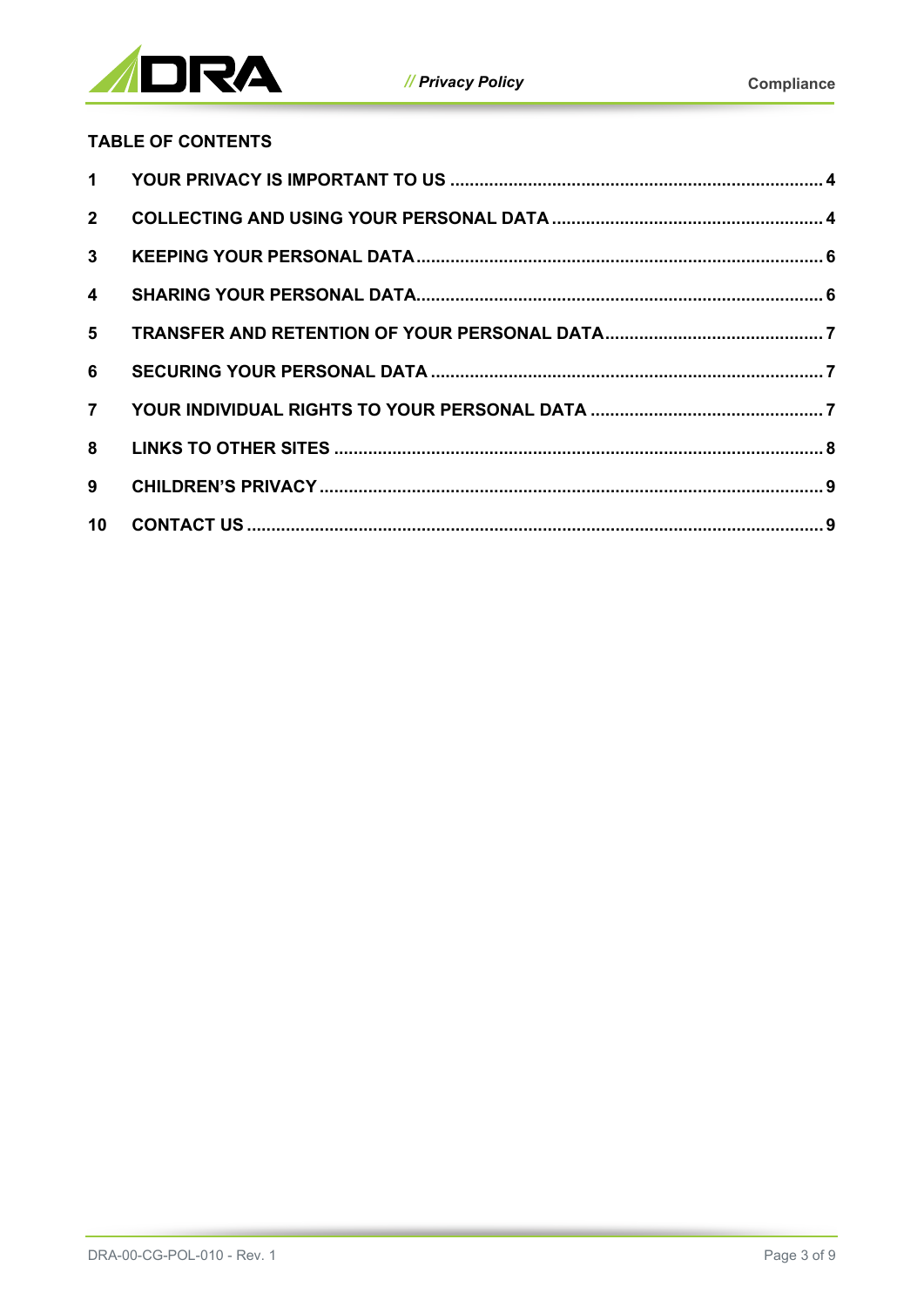## TABLE OF CONTENTS

| | | |
|---|---|---|
| 1 | YOUR PRIVACY IS IMPORTANT TO US | 4 |
| 2 | COLLECTING AND USING YOUR PERSONAL DATA | 4 |
| 3 | KEEPING YOUR PERSONAL DATA | 6 |
| 4 | SHARING YOUR PERSONAL DATA | 6 |
| 5 | TRANSFER AND RETENTION OF YOUR PERSONAL DATA | 7 |
| 6 | SECURING YOUR PERSONAL DATA | 7 |
| 7 | YOUR INDIVIDUAL RIGHTS TO YOUR PERSONAL DATA | 7 |
| 8 | LINKS TO OTHER SITES | 8 |
| 9 | CHILDREN'S PRIVACY | 9 |
| 10 | CONTACT US | 9 |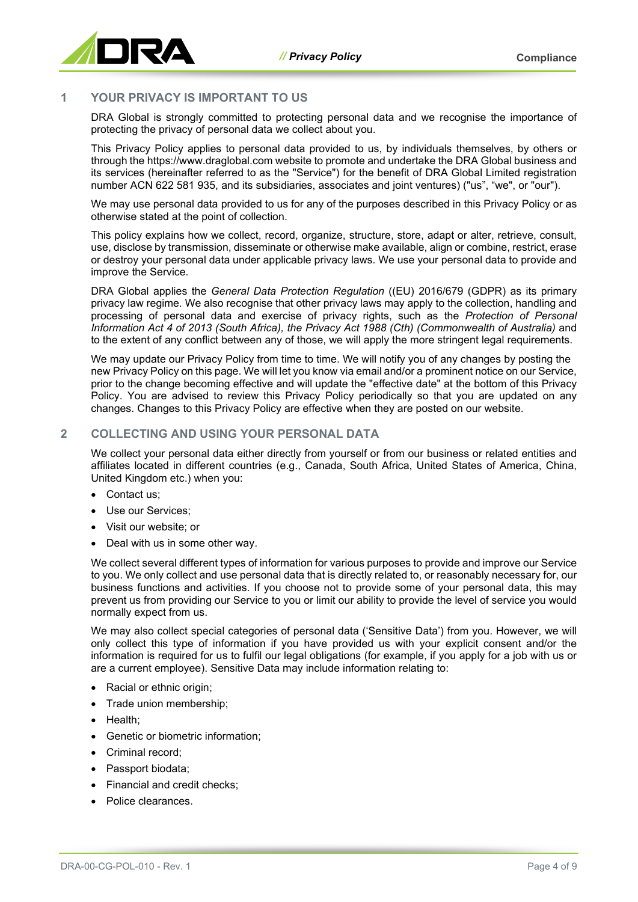## 1 YOUR PRIVACY IS IMPORTANT TO US

DRA Global is strongly committed to protecting personal data and we recognise the importance of protecting the privacy of personal data we collect about you.

This Privacy Policy applies to personal data provided to us, by individuals themselves, by others or through the https://www.draglobal.com website to promote and undertake the DRA Global business and its services (hereinafter referred to as the "Service") for the benefit of DRA Global Limited registration number ACN 622 581 935, and its subsidiaries, associates and joint ventures) ("us", "we", or "our").

We may use personal data provided to us for any of the purposes described in this Privacy Policy or as otherwise stated at the point of collection.

This policy explains how we collect, record, organize, structure, store, adapt or alter, retrieve, consult, use, disclose by transmission, disseminate or otherwise make available, align or combine, restrict, erase or destroy your personal data under applicable privacy laws. We use your personal data to provide and improve the Service.

DRA Global applies the *General Data Protection Regulation* ((EU) 2016/679 (GDPR) as its primary privacy law regime. We also recognise that other privacy laws may apply to the collection, handling and processing of personal data and exercise of privacy rights, such as the *Protection of Personal Information Act 4 of 2013 (South Africa), the Privacy Act 1988 (Cth) (Commonwealth of Australia)* and to the extent of any conflict between any of those, we will apply the more stringent legal requirements.

We may update our Privacy Policy from time to time. We will notify you of any changes by posting the new Privacy Policy on this page. We will let you know via email and/or a prominent notice on our Service, prior to the change becoming effective and will update the "effective date" at the bottom of this Privacy Policy. You are advised to review this Privacy Policy periodically so that you are updated on any changes. Changes to this Privacy Policy are effective when they are posted on our website.

## 2 COLLECTING AND USING YOUR PERSONAL DATA

We collect your personal data either directly from yourself or from our business or related entities and affiliates located in different countries (e.g., Canada, South Africa, United States of America, China, United Kingdom etc.) when you:

- Contact us;
- Use our Services;
- Visit our website; or
- Deal with us in some other way.

We collect several different types of information for various purposes to provide and improve our Service to you. We only collect and use personal data that is directly related to, or reasonably necessary for, our business functions and activities. If you choose not to provide some of your personal data, this may prevent us from providing our Service to you or limit our ability to provide the level of service you would normally expect from us.

We may also collect special categories of personal data ('Sensitive Data') from you. However, we will only collect this type of information if you have provided us with your explicit consent and/or the information is required for us to fulfil our legal obligations (for example, if you apply for a job with us or are a current employee). Sensitive Data may include information relating to:

- Racial or ethnic origin;
- Trade union membership;
- Health;
- Genetic or biometric information;
- Criminal record;
- Passport biodata;
- Financial and credit checks;
- Police clearances.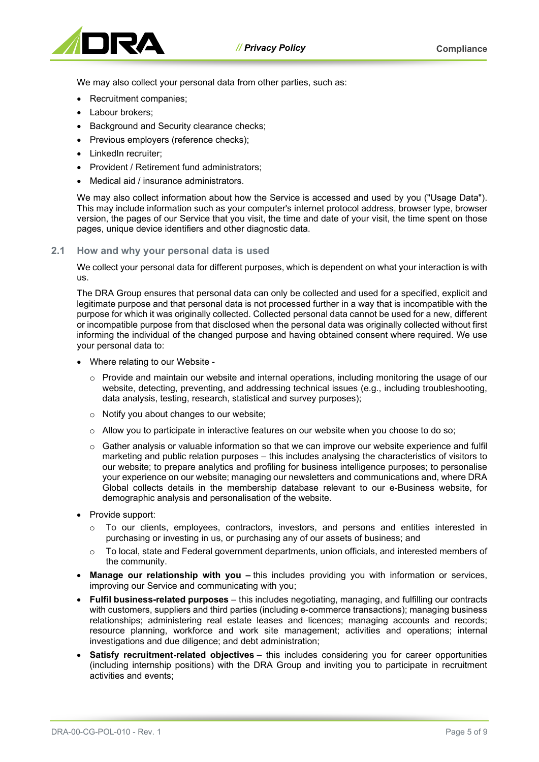We may also collect your personal data from other parties, such as:

- Recruitment companies;
- Labour brokers;
- Background and Security clearance checks;
- Previous employers (reference checks);
- LinkedIn recruiter;
- Provident / Retirement fund administrators;
- Medical aid / insurance administrators.

We may also collect information about how the Service is accessed and used by you ("Usage Data"). This may include information such as your computer's internet protocol address, browser type, browser version, the pages of our Service that you visit, the time and date of your visit, the time spent on those pages, unique device identifiers and other diagnostic data.

## 2.1 How and why your personal data is used

We collect your personal data for different purposes, which is dependent on what your interaction is with us.

The DRA Group ensures that personal data can only be collected and used for a specified, explicit and legitimate purpose and that personal data is not processed further in a way that is incompatible with the purpose for which it was originally collected. Collected personal data cannot be used for a new, different or incompatible purpose from that disclosed when the personal data was originally collected without first informing the individual of the changed purpose and having obtained consent where required. We use your personal data to:

- Where relating to our Website -
  - Provide and maintain our website and internal operations, including monitoring the usage of our website, detecting, preventing, and addressing technical issues (e.g., including troubleshooting, data analysis, testing, research, statistical and survey purposes);
  - Notify you about changes to our website;
  - Allow you to participate in interactive features on our website when you choose to do so;
  - Gather analysis or valuable information so that we can improve our website experience and fulfil marketing and public relation purposes – this includes analysing the characteristics of visitors to our website; to prepare analytics and profiling for business intelligence purposes; to personalise your experience on our website; managing our newsletters and communications and, where DRA Global collects details in the membership database relevant to our e-Business website, for demographic analysis and personalisation of the website.
- Provide support:
  - To our clients, employees, contractors, investors, and persons and entities interested in purchasing or investing in us, or purchasing any of our assets of business; and
  - To local, state and Federal government departments, union officials, and interested members of the community.
- **Manage our relationship with you –** this includes providing you with information or services, improving our Service and communicating with you;
- **Fulfil business-related purposes** – this includes negotiating, managing, and fulfilling our contracts with customers, suppliers and third parties (including e-commerce transactions); managing business relationships; administering real estate leases and licences; managing accounts and records; resource planning, workforce and work site management; activities and operations; internal investigations and due diligence; and debt administration;
- **Satisfy recruitment-related objectives** – this includes considering you for career opportunities (including internship positions) with the DRA Group and inviting you to participate in recruitment activities and events;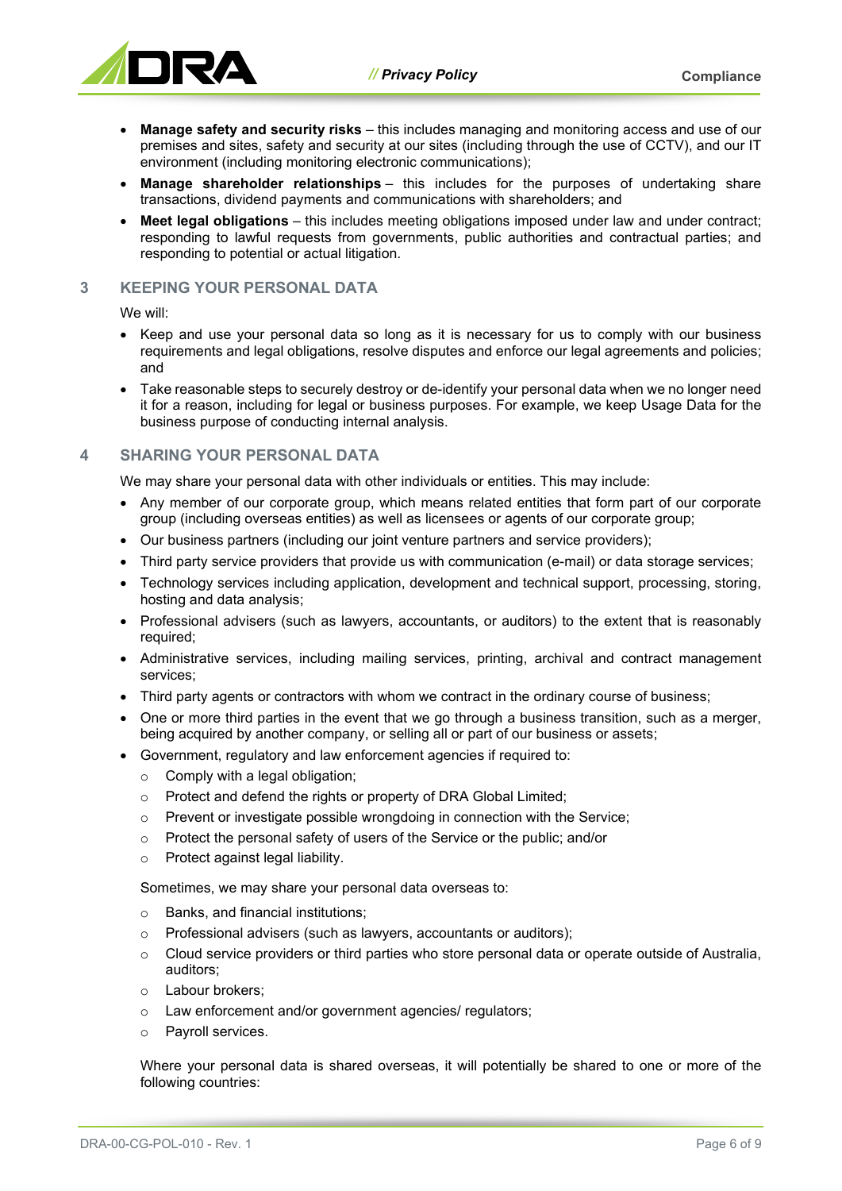- **Manage safety and security risks** – this includes managing and monitoring access and use of our premises and sites, safety and security at our sites (including through the use of CCTV), and our IT environment (including monitoring electronic communications);
- **Manage shareholder relationships** – this includes for the purposes of undertaking share transactions, dividend payments and communications with shareholders; and
- **Meet legal obligations** – this includes meeting obligations imposed under law and under contract; responding to lawful requests from governments, public authorities and contractual parties; and responding to potential or actual litigation.

## 3 KEEPING YOUR PERSONAL DATA

We will:

- Keep and use your personal data so long as it is necessary for us to comply with our business requirements and legal obligations, resolve disputes and enforce our legal agreements and policies; and
- Take reasonable steps to securely destroy or de-identify your personal data when we no longer need it for a reason, including for legal or business purposes. For example, we keep Usage Data for the business purpose of conducting internal analysis.

## 4 SHARING YOUR PERSONAL DATA

We may share your personal data with other individuals or entities. This may include:

- Any member of our corporate group, which means related entities that form part of our corporate group (including overseas entities) as well as licensees or agents of our corporate group;
- Our business partners (including our joint venture partners and service providers);
- Third party service providers that provide us with communication (e-mail) or data storage services;
- Technology services including application, development and technical support, processing, storing, hosting and data analysis;
- Professional advisers (such as lawyers, accountants, or auditors) to the extent that is reasonably required;
- Administrative services, including mailing services, printing, archival and contract management services;
- Third party agents or contractors with whom we contract in the ordinary course of business;
- One or more third parties in the event that we go through a business transition, such as a merger, being acquired by another company, or selling all or part of our business or assets;
- Government, regulatory and law enforcement agencies if required to:
  - Comply with a legal obligation;
  - Protect and defend the rights or property of DRA Global Limited;
  - Prevent or investigate possible wrongdoing in connection with the Service;
  - Protect the personal safety of users of the Service or the public; and/or
  - Protect against legal liability.

  Sometimes, we may share your personal data overseas to:

  - Banks, and financial institutions;
  - Professional advisers (such as lawyers, accountants or auditors);
  - Cloud service providers or third parties who store personal data or operate outside of Australia, auditors;
  - Labour brokers;
  - Law enforcement and/or government agencies/ regulators;
  - Payroll services.

  Where your personal data is shared overseas, it will potentially be shared to one or more of the following countries: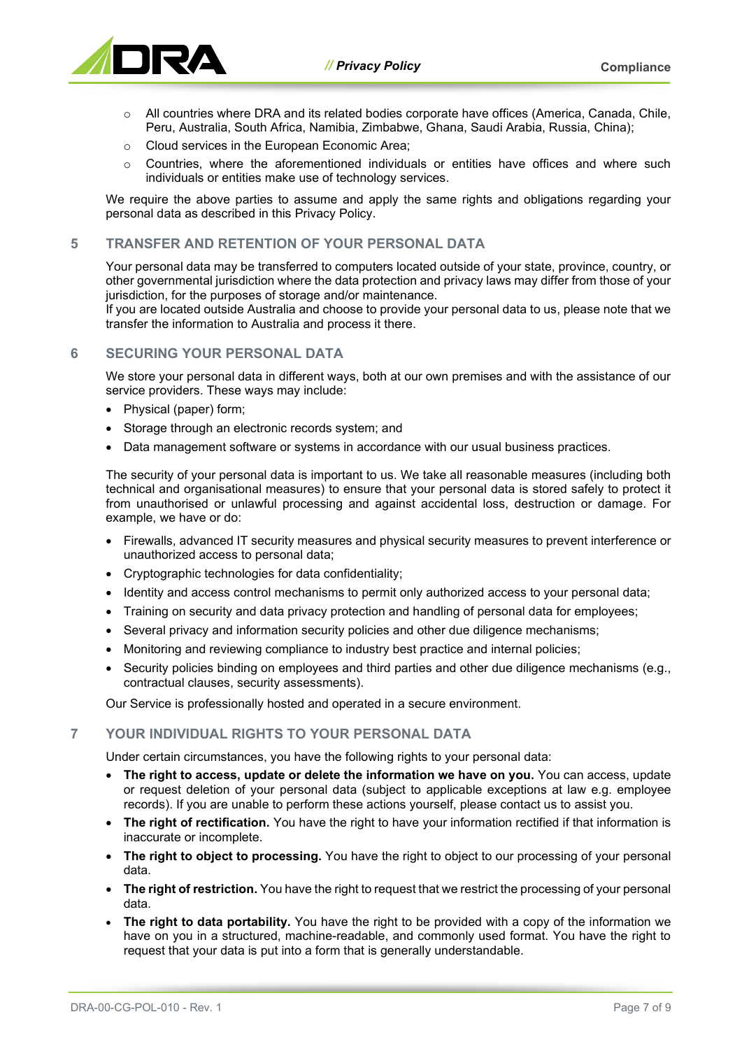- All countries where DRA and its related bodies corporate have offices (America, Canada, Chile, Peru, Australia, South Africa, Namibia, Zimbabwe, Ghana, Saudi Arabia, Russia, China);
- Cloud services in the European Economic Area;
- Countries, where the aforementioned individuals or entities have offices and where such individuals or entities make use of technology services.

We require the above parties to assume and apply the same rights and obligations regarding your personal data as described in this Privacy Policy.

## 5 TRANSFER AND RETENTION OF YOUR PERSONAL DATA

Your personal data may be transferred to computers located outside of your state, province, country, or other governmental jurisdiction where the data protection and privacy laws may differ from those of your jurisdiction, for the purposes of storage and/or maintenance.
If you are located outside Australia and choose to provide your personal data to us, please note that we transfer the information to Australia and process it there.

## 6 SECURING YOUR PERSONAL DATA

We store your personal data in different ways, both at our own premises and with the assistance of our service providers. These ways may include:

- Physical (paper) form;
- Storage through an electronic records system; and
- Data management software or systems in accordance with our usual business practices.

The security of your personal data is important to us. We take all reasonable measures (including both technical and organisational measures) to ensure that your personal data is stored safely to protect it from unauthorised or unlawful processing and against accidental loss, destruction or damage. For example, we have or do:

- Firewalls, advanced IT security measures and physical security measures to prevent interference or unauthorized access to personal data;
- Cryptographic technologies for data confidentiality;
- Identity and access control mechanisms to permit only authorized access to your personal data;
- Training on security and data privacy protection and handling of personal data for employees;
- Several privacy and information security policies and other due diligence mechanisms;
- Monitoring and reviewing compliance to industry best practice and internal policies;
- Security policies binding on employees and third parties and other due diligence mechanisms (e.g., contractual clauses, security assessments).

Our Service is professionally hosted and operated in a secure environment.

## 7 YOUR INDIVIDUAL RIGHTS TO YOUR PERSONAL DATA

Under certain circumstances, you have the following rights to your personal data:

- **The right to access, update or delete the information we have on you.** You can access, update or request deletion of your personal data (subject to applicable exceptions at law e.g. employee records). If you are unable to perform these actions yourself, please contact us to assist you.
- **The right of rectification.** You have the right to have your information rectified if that information is inaccurate or incomplete.
- **The right to object to processing.** You have the right to object to our processing of your personal data.
- **The right of restriction.** You have the right to request that we restrict the processing of your personal data.
- **The right to data portability.** You have the right to be provided with a copy of the information we have on you in a structured, machine-readable, and commonly used format. You have the right to request that your data is put into a form that is generally understandable.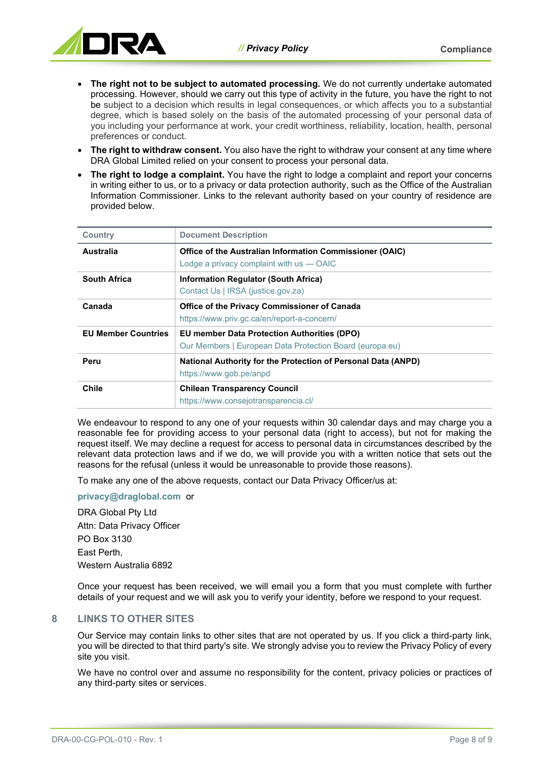- **The right not to be subject to automated processing.** We do not currently undertake automated processing. However, should we carry out this type of activity in the future, you have the right to not be subject to a decision which results in legal consequences, or which affects you to a substantial degree, which is based solely on the basis of the automated processing of your personal data of you including your performance at work, your credit worthiness, reliability, location, health, personal preferences or conduct.
- **The right to withdraw consent.** You also have the right to withdraw your consent at any time where DRA Global Limited relied on your consent to process your personal data.
- **The right to lodge a complaint.** You have the right to lodge a complaint and report your concerns in writing either to us, or to a privacy or data protection authority, such as the Office of the Australian Information Commissioner. Links to the relevant authority based on your country of residence are provided below.

| Country | Document Description |
|---|---|
| **Australia** | **Office of the Australian Information Commissioner (OAIC)**<br>Lodge a privacy complaint with us — OAIC |
| **South Africa** | **Information Regulator (South Africa)**<br>Contact Us \| IRSA (justice.gov.za) |
| **Canada** | **Office of the Privacy Commissioner of Canada**<br>https://www.priv.gc.ca/en/report-a-concern/ |
| **EU Member Countries** | **EU member Data Protection Authorities (DPO)**<br>Our Members \| European Data Protection Board (europa.eu) |
| **Peru** | **National Authority for the Protection of Personal Data (ANPD)**<br>https://www.gob.pe/anpd |
| **Chile** | **Chilean Transparency Council**<br>https://www.consejotransparencia.cl/ |

We endeavour to respond to any one of your requests within 30 calendar days and may charge you a reasonable fee for providing access to your personal data (right to access), but not for making the request itself. We may decline a request for access to personal data in circumstances described by the relevant data protection laws and if we do, we will provide you with a written notice that sets out the reasons for the refusal (unless it would be unreasonable to provide those reasons).

To make any one of the above requests, contact our Data Privacy Officer/us at:

**privacy@draglobal.com** or

DRA Global Pty Ltd
Attn: Data Privacy Officer
PO Box 3130
East Perth,
Western Australia 6892

Once your request has been received, we will email you a form that you must complete with further details of your request and we will ask you to verify your identity, before we respond to your request.

## 8 LINKS TO OTHER SITES

Our Service may contain links to other sites that are not operated by us. If you click a third-party link, you will be directed to that third party's site. We strongly advise you to review the Privacy Policy of every site you visit.

We have no control over and assume no responsibility for the content, privacy policies or practices of any third-party sites or services.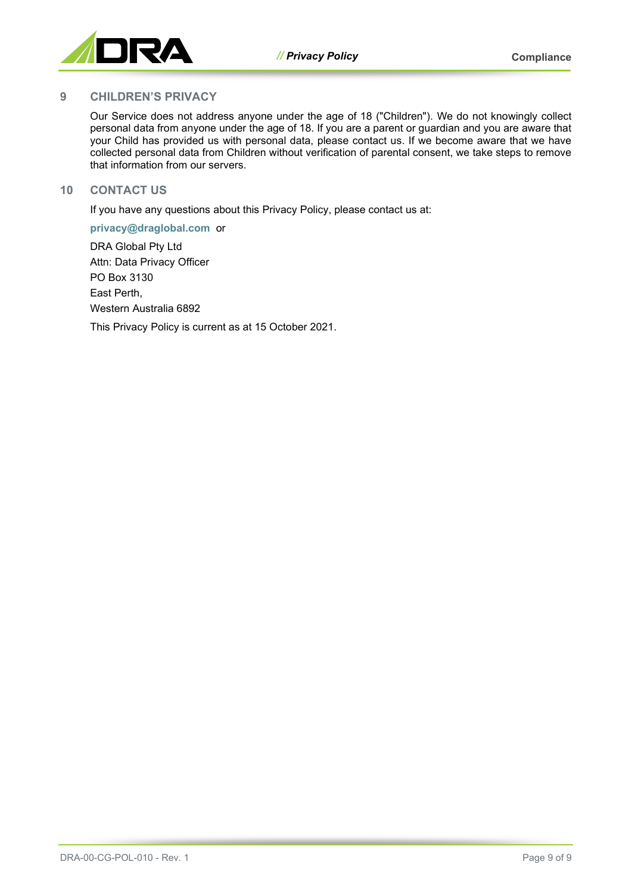## 9 CHILDREN'S PRIVACY

Our Service does not address anyone under the age of 18 ("Children"). We do not knowingly collect personal data from anyone under the age of 18. If you are a parent or guardian and you are aware that your Child has provided us with personal data, please contact us. If we become aware that we have collected personal data from Children without verification of parental consent, we take steps to remove that information from our servers.

## 10 CONTACT US

If you have any questions about this Privacy Policy, please contact us at:

**privacy@draglobal.com** or

DRA Global Pty Ltd
Attn: Data Privacy Officer
PO Box 3130
East Perth,
Western Australia 6892

This Privacy Policy is current as at 15 October 2021.